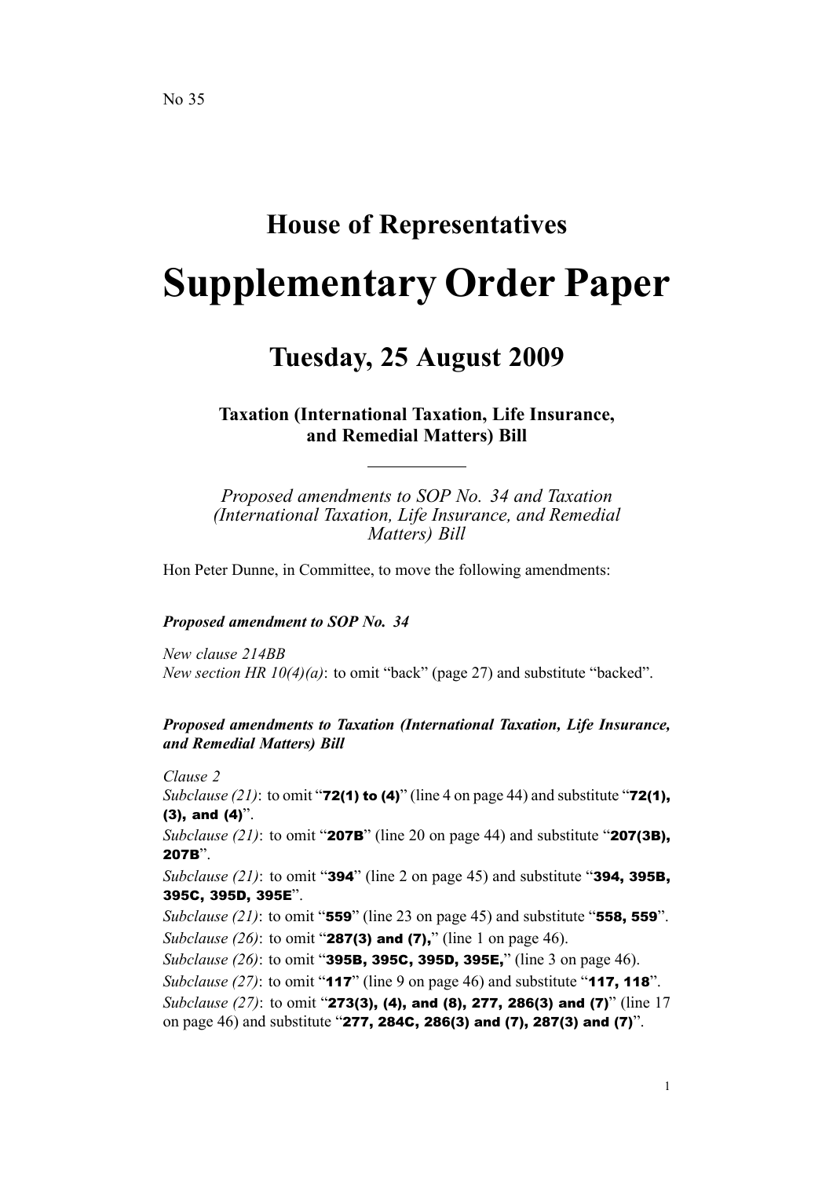No 35

# House of Representatives

# Supplementary Order Paper

## Tuesday, 25 August 2009

### Taxation (International Taxation, Life Insurance, and Remedial Matters) Bill

---

*Proposed amendments to SOP No. 34 and Taxation (International Taxation, Life Insurance, and Remedial Matters) Bill*

Hon Peter Dunne, in Committee, to move the following amendments:

***Proposed amendment to SOP No. 34***

*New clause 214BB*
*New section HR 10(4)(a)*: to omit "back" (page 27) and substitute "backed".

***Proposed amendments to Taxation (International Taxation, Life Insurance, and Remedial Matters) Bill***

*Clause 2*
*Subclause (21)*: to omit "**72(1) to (4)**" (line 4 on page 44) and substitute "**72(1), (3), and (4)**".
*Subclause (21)*: to omit "**207B**" (line 20 on page 44) and substitute "**207(3B), 207B**".
*Subclause (21)*: to omit "**394**" (line 2 on page 45) and substitute "**394, 395B, 395C, 395D, 395E**".
*Subclause (21)*: to omit "**559**" (line 23 on page 45) and substitute "**558, 559**".
*Subclause (26)*: to omit "**287(3) and (7),**" (line 1 on page 46).
*Subclause (26)*: to omit "**395B, 395C, 395D, 395E,**" (line 3 on page 46).
*Subclause (27)*: to omit "**117**" (line 9 on page 46) and substitute "**117, 118**".
*Subclause (27)*: to omit "**273(3), (4), and (8), 277, 286(3) and (7)**" (line 17 on page 46) and substitute "**277, 284C, 286(3) and (7), 287(3) and (7)**".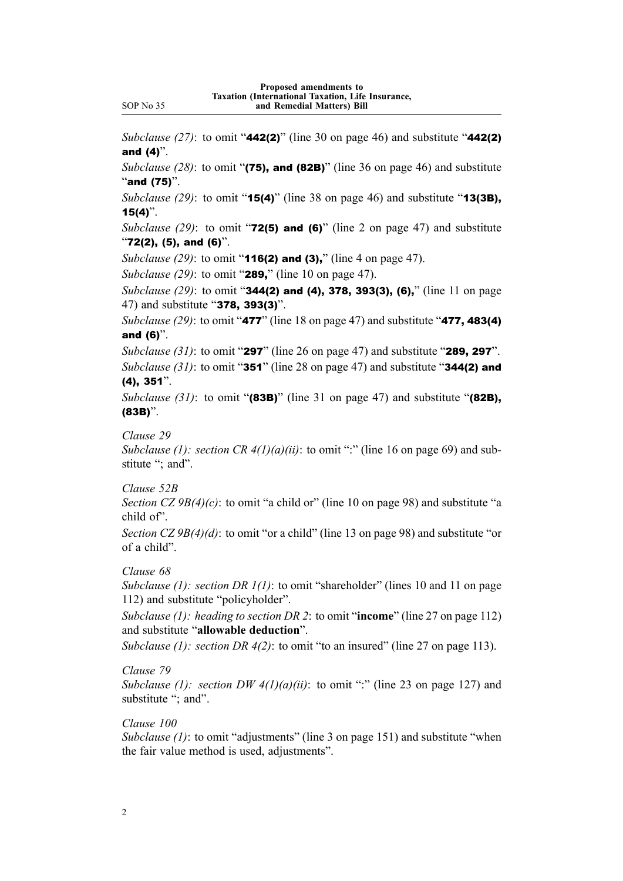*Subclause (27)*: to omit "**442(2)**" (line 30 on page 46) and substitute "**442(2) and (4)**".

*Subclause (28)*: to omit "**(75), and (82B)**" (line 36 on page 46) and substitute "**and (75)**".

*Subclause (29)*: to omit "**15(4)**" (line 38 on page 46) and substitute "**13(3B), 15(4)**".

*Subclause (29)*: to omit "**72(5) and (6)**" (line 2 on page 47) and substitute "**72(2), (5), and (6)**".

*Subclause (29)*: to omit "**116(2) and (3),**" (line 4 on page 47).

*Subclause (29)*: to omit "**289,**" (line 10 on page 47).

*Subclause (29)*: to omit "**344(2) and (4), 378, 393(3), (6),**" (line 11 on page 47) and substitute "**378, 393(3)**".

*Subclause (29)*: to omit "**477**" (line 18 on page 47) and substitute "**477, 483(4) and (6)**".

*Subclause (31)*: to omit "**297**" (line 26 on page 47) and substitute "**289, 297**".

*Subclause (31)*: to omit "**351**" (line 28 on page 47) and substitute "**344(2) and (4), 351**".

*Subclause (31)*: to omit "**(83B)**" (line 31 on page 47) and substitute "**(82B), (83B)**".

*Clause 29*

*Subclause (1): section CR 4(1)(a)(ii)*: to omit ":" (line 16 on page 69) and substitute "; and".

*Clause 52B*

*Section CZ 9B(4)(c)*: to omit "a child or" (line 10 on page 98) and substitute "a child of".

*Section CZ 9B(4)(d)*: to omit "or a child" (line 13 on page 98) and substitute "or of a child".

*Clause 68*

*Subclause (1): section DR 1(1)*: to omit "shareholder" (lines 10 and 11 on page 112) and substitute "policyholder".

*Subclause (1): heading to section DR 2*: to omit "**income**" (line 27 on page 112) and substitute "**allowable deduction**".

*Subclause (1): section DR 4(2)*: to omit "to an insured" (line 27 on page 113).

*Clause 79*

*Subclause (1): section DW 4(1)(a)(ii)*: to omit ":" (line 23 on page 127) and substitute "; and".

*Clause 100*

*Subclause (1)*: to omit "adjustments" (line 3 on page 151) and substitute "when the fair value method is used, adjustments".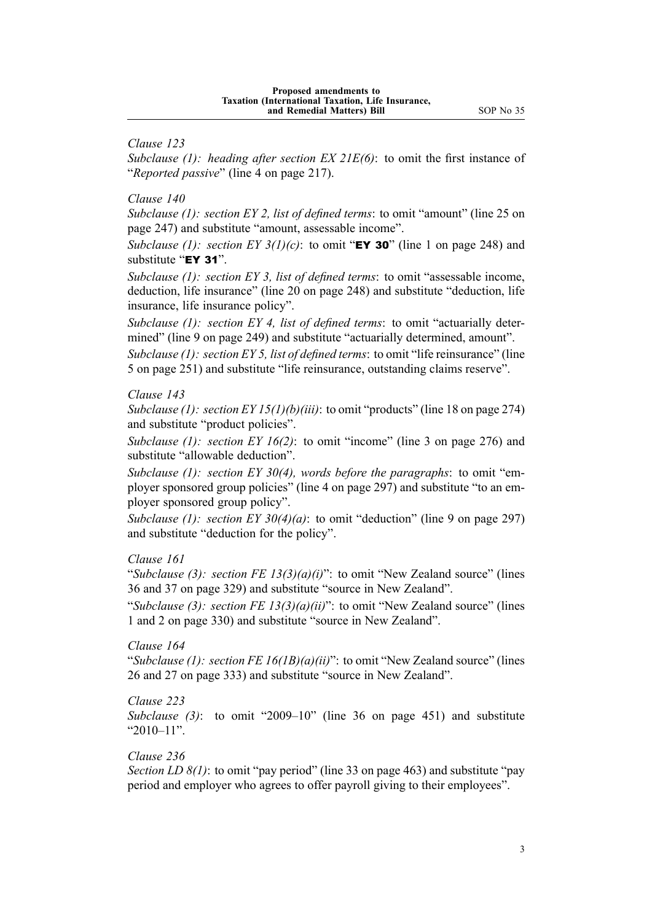*Clause 123*

*Subclause (1): heading after section EX 21E(6)*: to omit the first instance of "*Reported passive*" (line 4 on page 217).

*Clause 140*

*Subclause (1): section EY 2, list of defined terms*: to omit "amount" (line 25 on page 247) and substitute "amount, assessable income".

*Subclause (1): section EY 3(1)(c)*: to omit "**EY 30**" (line 1 on page 248) and substitute "**EY 31**".

*Subclause (1): section EY 3, list of defined terms*: to omit "assessable income, deduction, life insurance" (line 20 on page 248) and substitute "deduction, life insurance, life insurance policy".

*Subclause (1): section EY 4, list of defined terms*: to omit "actuarially determined" (line 9 on page 249) and substitute "actuarially determined, amount".

*Subclause (1): section EY 5, list of defined terms*: to omit "life reinsurance" (line 5 on page 251) and substitute "life reinsurance, outstanding claims reserve".

*Clause 143*

*Subclause (1): section EY 15(1)(b)(iii)*: to omit "products" (line 18 on page 274) and substitute "product policies".

*Subclause (1): section EY 16(2)*: to omit "income" (line 3 on page 276) and substitute "allowable deduction".

*Subclause (1): section EY 30(4), words before the paragraphs*: to omit "employer sponsored group policies" (line 4 on page 297) and substitute "to an employer sponsored group policy".

*Subclause (1): section EY 30(4)(a)*: to omit "deduction" (line 9 on page 297) and substitute "deduction for the policy".

*Clause 161*

"*Subclause (3): section FE 13(3)(a)(i)*": to omit "New Zealand source" (lines 36 and 37 on page 329) and substitute "source in New Zealand".

"*Subclause (3): section FE 13(3)(a)(ii)*": to omit "New Zealand source" (lines 1 and 2 on page 330) and substitute "source in New Zealand".

*Clause 164*

"*Subclause (1): section FE 16(1B)(a)(ii)*": to omit "New Zealand source" (lines 26 and 27 on page 333) and substitute "source in New Zealand".

*Clause 223*

*Subclause (3)*: to omit "2009–10" (line 36 on page 451) and substitute "2010–11".

*Clause 236*

*Section LD 8(1)*: to omit "pay period" (line 33 on page 463) and substitute "pay period and employer who agrees to offer payroll giving to their employees".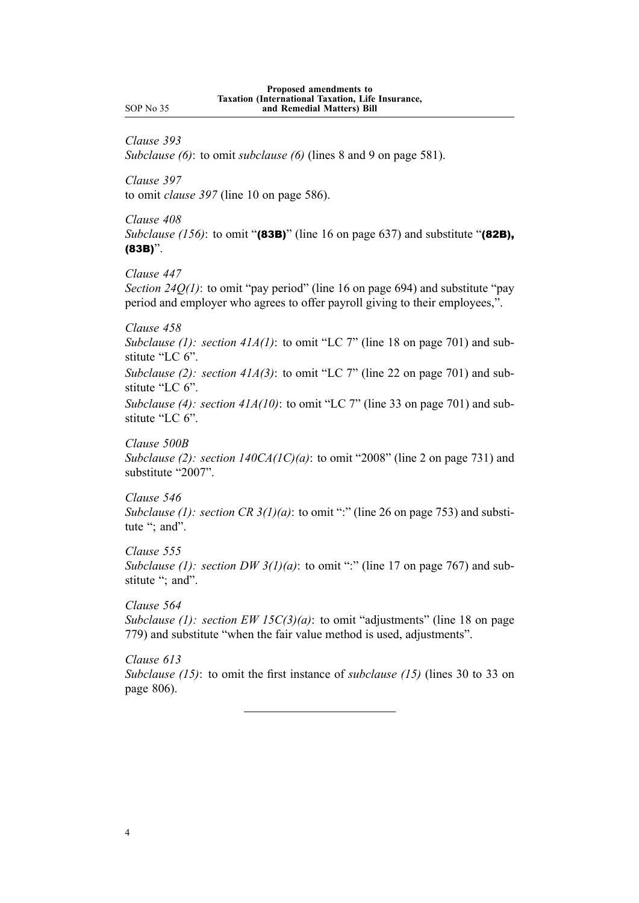*Clause 393*

*Subclause (6)*: to omit *subclause (6)* (lines 8 and 9 on page 581).

*Clause 397*

to omit *clause 397* (line 10 on page 586).

*Clause 408*

*Subclause (156)*: to omit "**(83B)**" (line 16 on page 637) and substitute "**(82B), (83B)**".

*Clause 447*

*Section 24Q(1)*: to omit "pay period" (line 16 on page 694) and substitute "pay period and employer who agrees to offer payroll giving to their employees,".

*Clause 458*

*Subclause (1): section 41A(1)*: to omit "LC 7" (line 18 on page 701) and substitute "LC 6".

*Subclause (2): section 41A(3)*: to omit "LC 7" (line 22 on page 701) and substitute "LC 6".

*Subclause (4): section 41A(10)*: to omit "LC 7" (line 33 on page 701) and substitute "LC 6".

*Clause 500B*

*Subclause (2): section 140CA(1C)(a)*: to omit "2008" (line 2 on page 731) and substitute "2007".

*Clause 546*

*Subclause (1): section CR 3(1)(a)*: to omit ":" (line 26 on page 753) and substitute "; and".

*Clause 555*

*Subclause (1): section DW 3(1)(a)*: to omit ":" (line 17 on page 767) and substitute "; and".

*Clause 564*

*Subclause (1): section EW 15C(3)(a)*: to omit "adjustments" (line 18 on page 779) and substitute "when the fair value method is used, adjustments".

*Clause 613*

*Subclause (15)*: to omit the first instance of *subclause (15)* (lines 30 to 33 on page 806).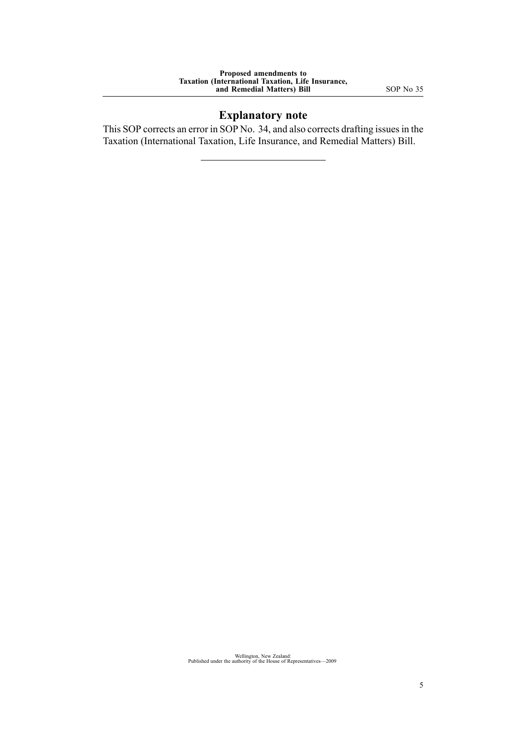## Explanatory note

This SOP corrects an error in SOP No. 34, and also corrects drafting issues in the Taxation (International Taxation, Life Insurance, and Remedial Matters) Bill.

---

Wellington, New Zealand:
Published under the authority of the House of Representatives—2009